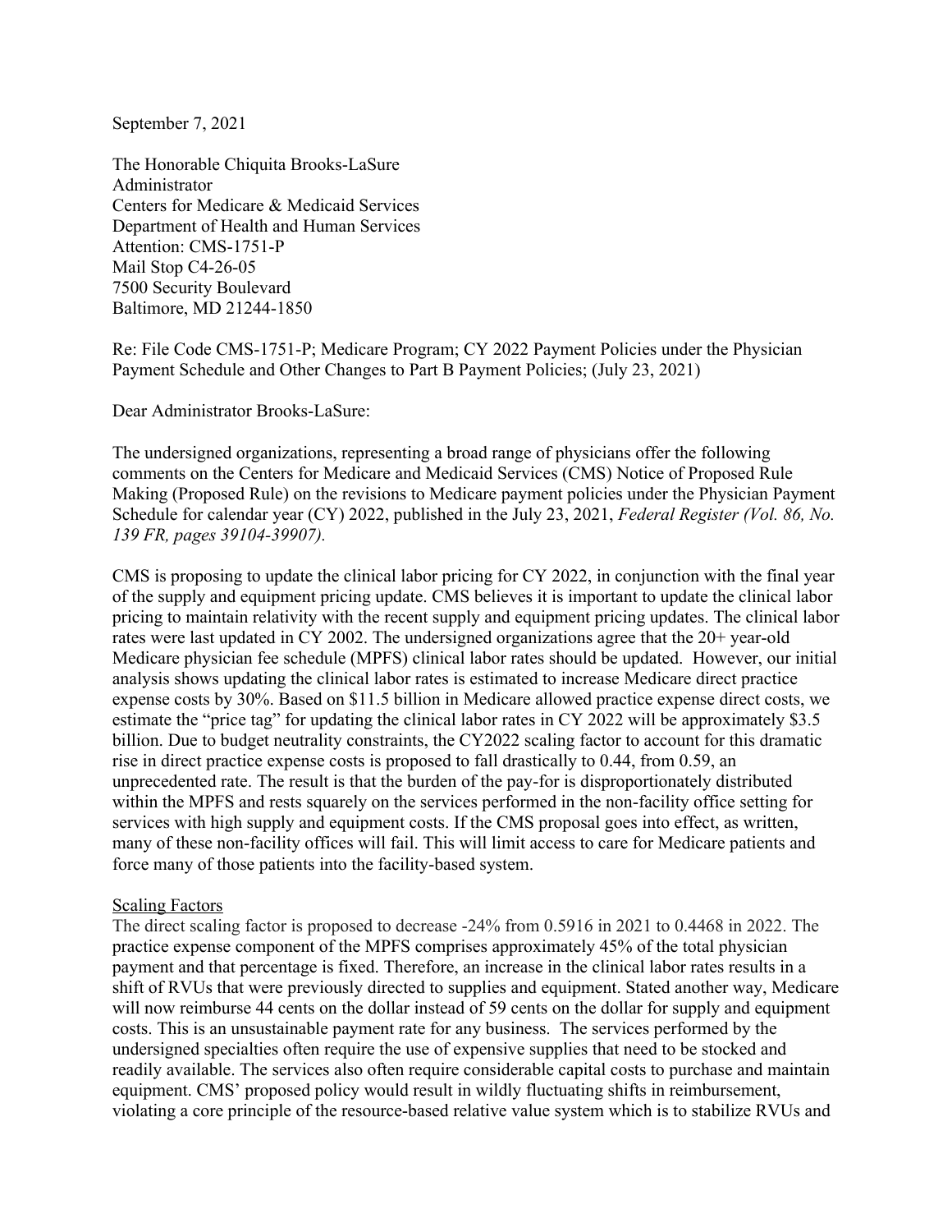September 7, 2021

The Honorable Chiquita Brooks-LaSure
Administrator
Centers for Medicare & Medicaid Services
Department of Health and Human Services
Attention: CMS-1751-P
Mail Stop C4-26-05
7500 Security Boulevard
Baltimore, MD 21244-1850

Re: File Code CMS-1751-P; Medicare Program; CY 2022 Payment Policies under the Physician Payment Schedule and Other Changes to Part B Payment Policies; (July 23, 2021)

Dear Administrator Brooks-LaSure:

The undersigned organizations, representing a broad range of physicians offer the following comments on the Centers for Medicare and Medicaid Services (CMS) Notice of Proposed Rule Making (Proposed Rule) on the revisions to Medicare payment policies under the Physician Payment Schedule for calendar year (CY) 2022, published in the July 23, 2021, *Federal Register (Vol. 86, No. 139 FR, pages 39104-39907).*

CMS is proposing to update the clinical labor pricing for CY 2022, in conjunction with the final year of the supply and equipment pricing update. CMS believes it is important to update the clinical labor pricing to maintain relativity with the recent supply and equipment pricing updates. The clinical labor rates were last updated in CY 2002. The undersigned organizations agree that the 20+ year-old Medicare physician fee schedule (MPFS) clinical labor rates should be updated. However, our initial analysis shows updating the clinical labor rates is estimated to increase Medicare direct practice expense costs by 30%. Based on $11.5 billion in Medicare allowed practice expense direct costs, we estimate the "price tag" for updating the clinical labor rates in CY 2022 will be approximately $3.5 billion. Due to budget neutrality constraints, the CY2022 scaling factor to account for this dramatic rise in direct practice expense costs is proposed to fall drastically to 0.44, from 0.59, an unprecedented rate. The result is that the burden of the pay-for is disproportionately distributed within the MPFS and rests squarely on the services performed in the non-facility office setting for services with high supply and equipment costs. If the CMS proposal goes into effect, as written, many of these non-facility offices will fail. This will limit access to care for Medicare patients and force many of those patients into the facility-based system.

<u>Scaling Factors</u>

The direct scaling factor is proposed to decrease -24% from 0.5916 in 2021 to 0.4468 in 2022. The practice expense component of the MPFS comprises approximately 45% of the total physician payment and that percentage is fixed. Therefore, an increase in the clinical labor rates results in a shift of RVUs that were previously directed to supplies and equipment. Stated another way, Medicare will now reimburse 44 cents on the dollar instead of 59 cents on the dollar for supply and equipment costs. This is an unsustainable payment rate for any business. The services performed by the undersigned specialties often require the use of expensive supplies that need to be stocked and readily available. The services also often require considerable capital costs to purchase and maintain equipment. CMS' proposed policy would result in wildly fluctuating shifts in reimbursement, violating a core principle of the resource-based relative value system which is to stabilize RVUs and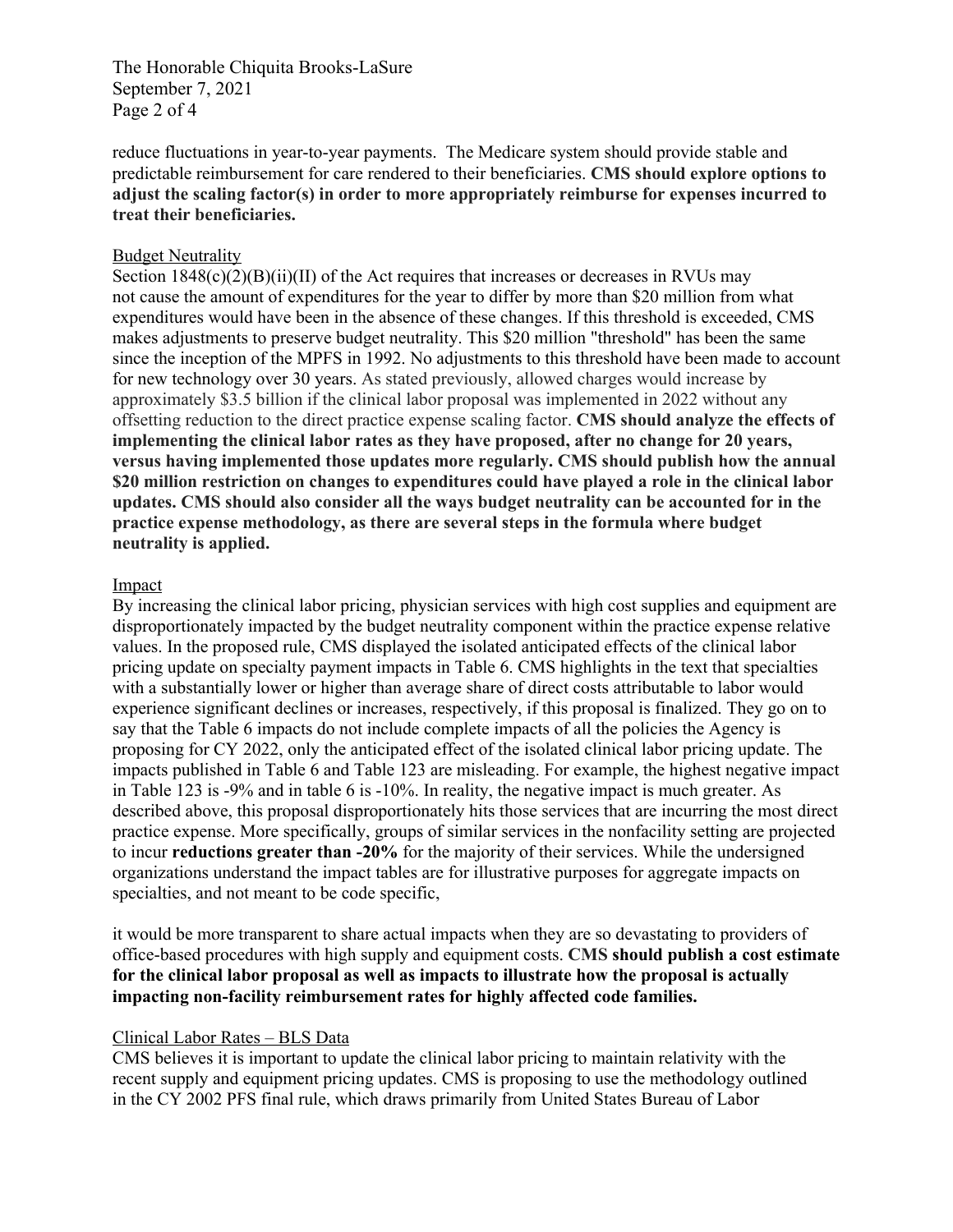reduce fluctuations in year-to-year payments. The Medicare system should provide stable and predictable reimbursement for care rendered to their beneficiaries. **CMS should explore options to adjust the scaling factor(s) in order to more appropriately reimburse for expenses incurred to treat their beneficiaries.**

<u>Budget Neutrality</u>

Section 1848(c)(2)(B)(ii)(II) of the Act requires that increases or decreases in RVUs may not cause the amount of expenditures for the year to differ by more than $20 million from what expenditures would have been in the absence of these changes. If this threshold is exceeded, CMS makes adjustments to preserve budget neutrality. This $20 million "threshold" has been the same since the inception of the MPFS in 1992. No adjustments to this threshold have been made to account for new technology over 30 years. As stated previously, allowed charges would increase by approximately $3.5 billion if the clinical labor proposal was implemented in 2022 without any offsetting reduction to the direct practice expense scaling factor. **CMS should analyze the effects of implementing the clinical labor rates as they have proposed, after no change for 20 years, versus having implemented those updates more regularly. CMS should publish how the annual $20 million restriction on changes to expenditures could have played a role in the clinical labor updates. CMS should also consider all the ways budget neutrality can be accounted for in the practice expense methodology, as there are several steps in the formula where budget neutrality is applied.**

<u>Impact</u>

By increasing the clinical labor pricing, physician services with high cost supplies and equipment are disproportionately impacted by the budget neutrality component within the practice expense relative values. In the proposed rule, CMS displayed the isolated anticipated effects of the clinical labor pricing update on specialty payment impacts in Table 6. CMS highlights in the text that specialties with a substantially lower or higher than average share of direct costs attributable to labor would experience significant declines or increases, respectively, if this proposal is finalized. They go on to say that the Table 6 impacts do not include complete impacts of all the policies the Agency is proposing for CY 2022, only the anticipated effect of the isolated clinical labor pricing update. The impacts published in Table 6 and Table 123 are misleading. For example, the highest negative impact in Table 123 is -9% and in table 6 is -10%. In reality, the negative impact is much greater. As described above, this proposal disproportionately hits those services that are incurring the most direct practice expense. More specifically, groups of similar services in the nonfacility setting are projected to incur **reductions greater than -20%** for the majority of their services. While the undersigned organizations understand the impact tables are for illustrative purposes for aggregate impacts on specialties, and not meant to be code specific,

it would be more transparent to share actual impacts when they are so devastating to providers of office-based procedures with high supply and equipment costs. **CMS should publish a cost estimate for the clinical labor proposal as well as impacts to illustrate how the proposal is actually impacting non-facility reimbursement rates for highly affected code families.**

<u>Clinical Labor Rates – BLS Data</u>

CMS believes it is important to update the clinical labor pricing to maintain relativity with the recent supply and equipment pricing updates. CMS is proposing to use the methodology outlined in the CY 2002 PFS final rule, which draws primarily from United States Bureau of Labor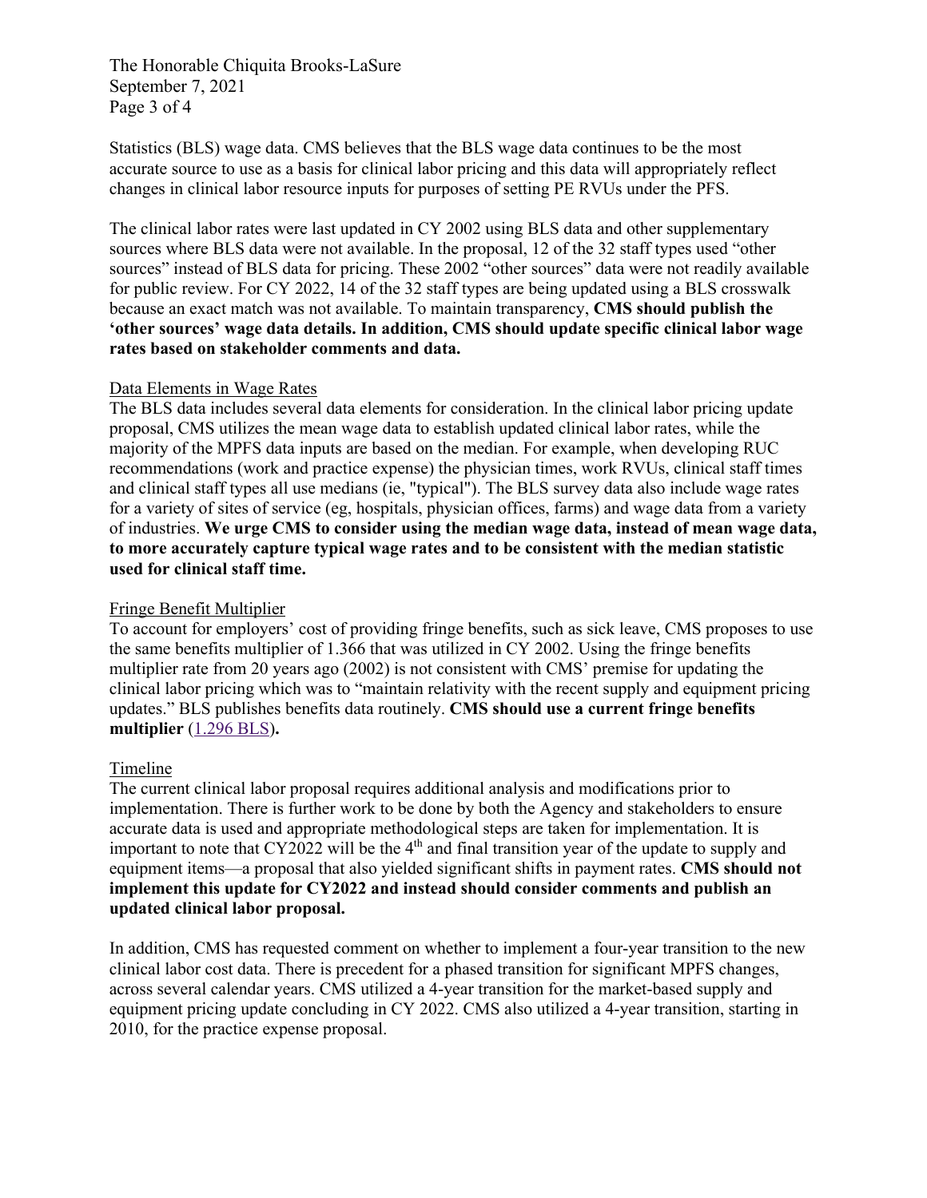Statistics (BLS) wage data. CMS believes that the BLS wage data continues to be the most accurate source to use as a basis for clinical labor pricing and this data will appropriately reflect changes in clinical labor resource inputs for purposes of setting PE RVUs under the PFS.

The clinical labor rates were last updated in CY 2002 using BLS data and other supplementary sources where BLS data were not available. In the proposal, 12 of the 32 staff types used "other sources" instead of BLS data for pricing. These 2002 "other sources" data were not readily available for public review. For CY 2022, 14 of the 32 staff types are being updated using a BLS crosswalk because an exact match was not available. To maintain transparency, **CMS should publish the 'other sources' wage data details. In addition, CMS should update specific clinical labor wage rates based on stakeholder comments and data.**

Data Elements in Wage Rates

The BLS data includes several data elements for consideration. In the clinical labor pricing update proposal, CMS utilizes the mean wage data to establish updated clinical labor rates, while the majority of the MPFS data inputs are based on the median. For example, when developing RUC recommendations (work and practice expense) the physician times, work RVUs, clinical staff times and clinical staff types all use medians (ie, "typical"). The BLS survey data also include wage rates for a variety of sites of service (eg, hospitals, physician offices, farms) and wage data from a variety of industries. **We urge CMS to consider using the median wage data, instead of mean wage data, to more accurately capture typical wage rates and to be consistent with the median statistic used for clinical staff time.**

Fringe Benefit Multiplier

To account for employers' cost of providing fringe benefits, such as sick leave, CMS proposes to use the same benefits multiplier of 1.366 that was utilized in CY 2002. Using the fringe benefits multiplier rate from 20 years ago (2002) is not consistent with CMS' premise for updating the clinical labor pricing which was to "maintain relativity with the recent supply and equipment pricing updates." BLS publishes benefits data routinely. **CMS should use a current fringe benefits multiplier** (1.296 BLS)**.**

Timeline

The current clinical labor proposal requires additional analysis and modifications prior to implementation. There is further work to be done by both the Agency and stakeholders to ensure accurate data is used and appropriate methodological steps are taken for implementation. It is important to note that CY2022 will be the 4th and final transition year of the update to supply and equipment items—a proposal that also yielded significant shifts in payment rates. **CMS should not implement this update for CY2022 and instead should consider comments and publish an updated clinical labor proposal.**

In addition, CMS has requested comment on whether to implement a four-year transition to the new clinical labor cost data. There is precedent for a phased transition for significant MPFS changes, across several calendar years. CMS utilized a 4-year transition for the market-based supply and equipment pricing update concluding in CY 2022. CMS also utilized a 4-year transition, starting in 2010, for the practice expense proposal.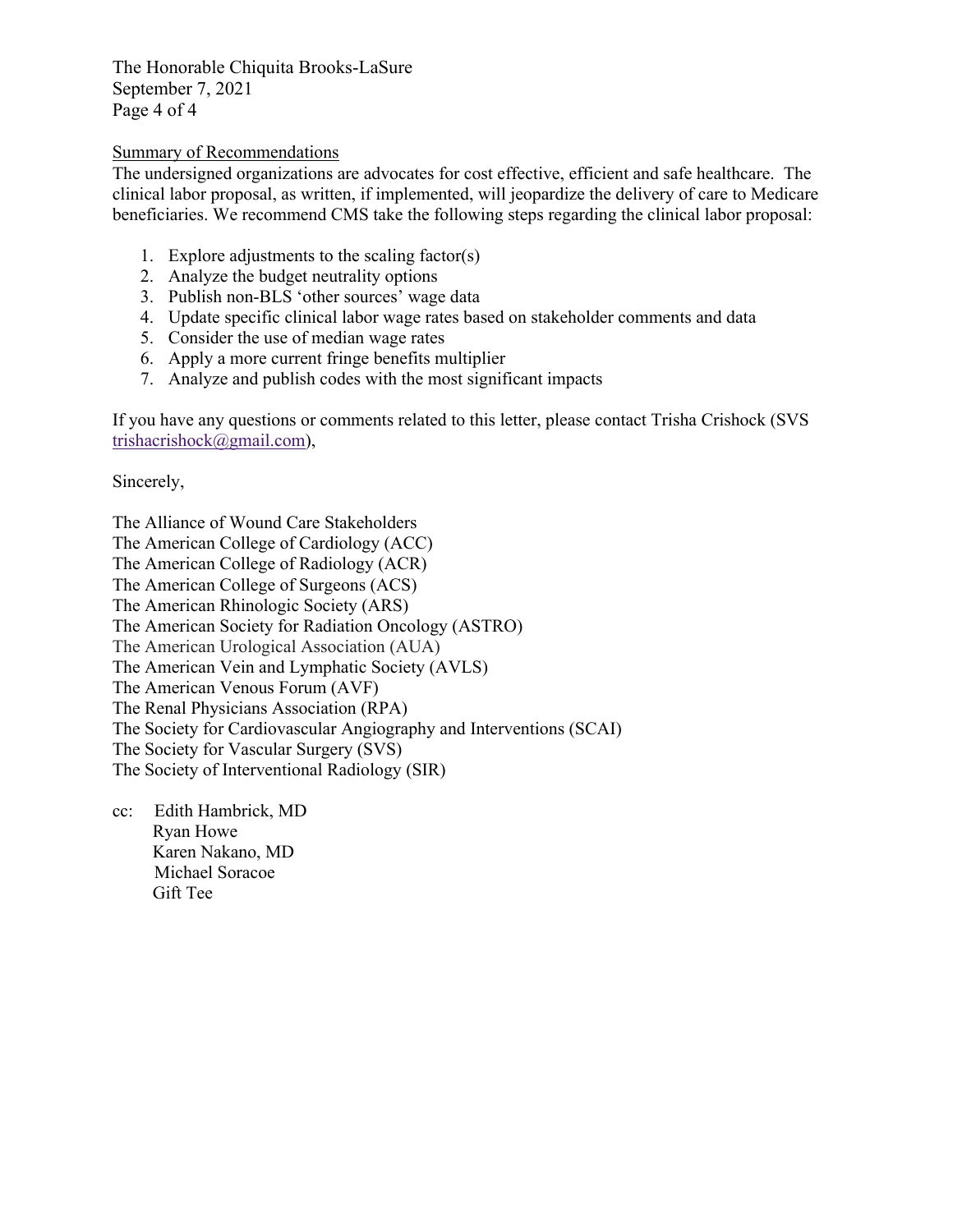Summary of Recommendations

The undersigned organizations are advocates for cost effective, efficient and safe healthcare. The clinical labor proposal, as written, if implemented, will jeopardize the delivery of care to Medicare beneficiaries. We recommend CMS take the following steps regarding the clinical labor proposal:

1. Explore adjustments to the scaling factor(s)
2. Analyze the budget neutrality options
3. Publish non-BLS 'other sources' wage data
4. Update specific clinical labor wage rates based on stakeholder comments and data
5. Consider the use of median wage rates
6. Apply a more current fringe benefits multiplier
7. Analyze and publish codes with the most significant impacts

If you have any questions or comments related to this letter, please contact Trisha Crishock (SVS trishacrishock@gmail.com),

Sincerely,

The Alliance of Wound Care Stakeholders
The American College of Cardiology (ACC)
The American College of Radiology (ACR)
The American College of Surgeons (ACS)
The American Rhinologic Society (ARS)
The American Society for Radiation Oncology (ASTRO)
The American Urological Association (AUA)
The American Vein and Lymphatic Society (AVLS)
The American Venous Forum (AVF)
The Renal Physicians Association (RPA)
The Society for Cardiovascular Angiography and Interventions (SCAI)
The Society for Vascular Surgery (SVS)
The Society of Interventional Radiology (SIR)

cc: Edith Hambrick, MD
Ryan Howe
Karen Nakano, MD
Michael Soracoe
Gift Tee